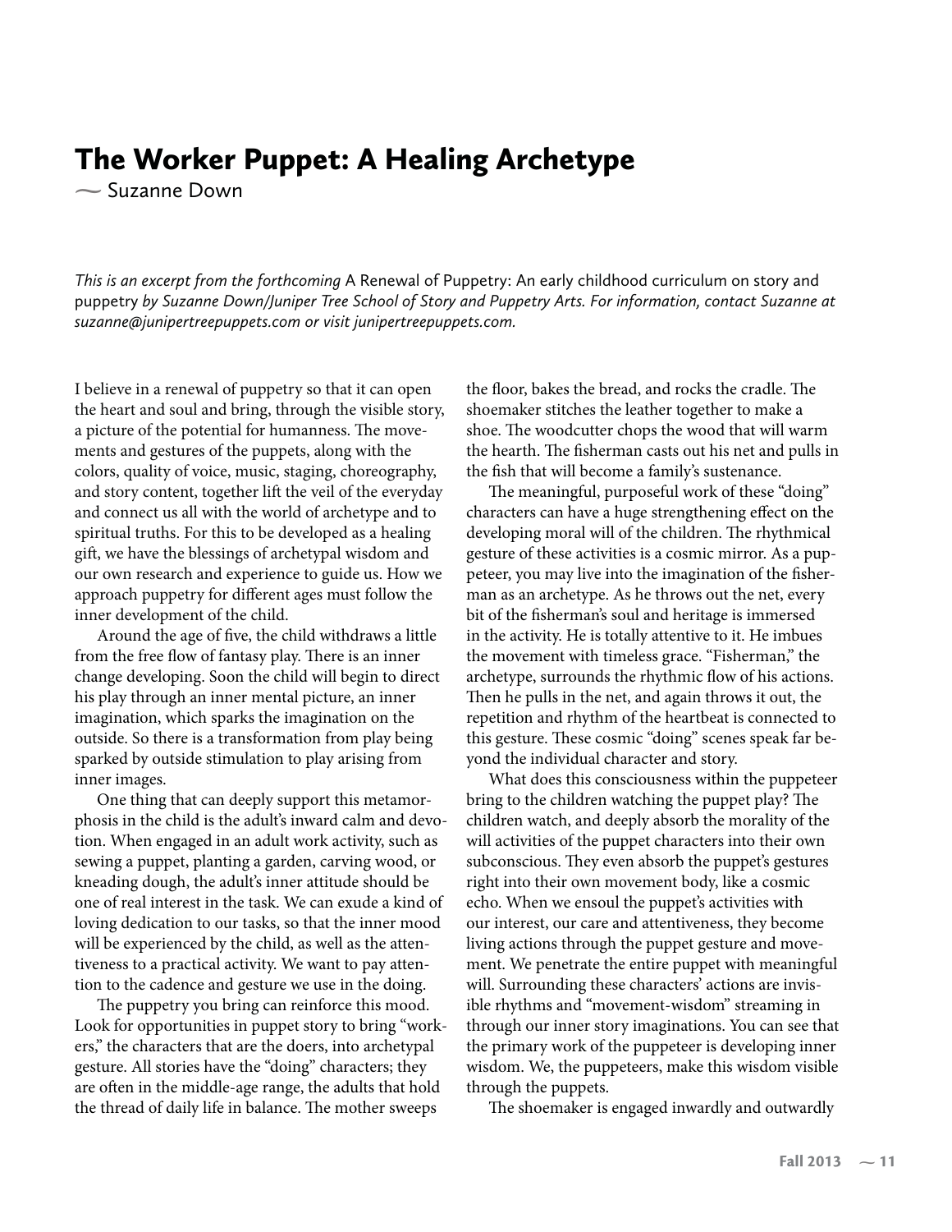# The Worker Puppet: A Healing Archetype

~ Suzanne Down

*This is an excerpt from the forthcoming* A Renewal of Puppetry: An early childhood curriculum on story and puppetry *by Suzanne Down/Juniper Tree School of Story and Puppetry Arts. For information, contact Suzanne at suzanne@junipertreepuppets.com or visit junipertreepuppets.com.*

I believe in a renewal of puppetry so that it can open the heart and soul and bring, through the visible story, a picture of the potential for humanness. The movements and gestures of the puppets, along with the colors, quality of voice, music, staging, choreography, and story content, together lift the veil of the everyday and connect us all with the world of archetype and to spiritual truths. For this to be developed as a healing gift, we have the blessings of archetypal wisdom and our own research and experience to guide us. How we approach puppetry for different ages must follow the inner development of the child.

Around the age of five, the child withdraws a little from the free flow of fantasy play. There is an inner change developing. Soon the child will begin to direct his play through an inner mental picture, an inner imagination, which sparks the imagination on the outside. So there is a transformation from play being sparked by outside stimulation to play arising from inner images.

One thing that can deeply support this metamorphosis in the child is the adult's inward calm and devotion. When engaged in an adult work activity, such as sewing a puppet, planting a garden, carving wood, or kneading dough, the adult's inner attitude should be one of real interest in the task. We can exude a kind of loving dedication to our tasks, so that the inner mood will be experienced by the child, as well as the attentiveness to a practical activity. We want to pay attention to the cadence and gesture we use in the doing.

The puppetry you bring can reinforce this mood. Look for opportunities in puppet story to bring "workers," the characters that are the doers, into archetypal gesture. All stories have the "doing" characters; they are often in the middle-age range, the adults that hold the thread of daily life in balance. The mother sweeps the floor, bakes the bread, and rocks the cradle. The shoemaker stitches the leather together to make a shoe. The woodcutter chops the wood that will warm the hearth. The fisherman casts out his net and pulls in the fish that will become a family's sustenance.

The meaningful, purposeful work of these "doing" characters can have a huge strengthening effect on the developing moral will of the children. The rhythmical gesture of these activities is a cosmic mirror. As a puppeteer, you may live into the imagination of the fisherman as an archetype. As he throws out the net, every bit of the fisherman's soul and heritage is immersed in the activity. He is totally attentive to it. He imbues the movement with timeless grace. "Fisherman," the archetype, surrounds the rhythmic flow of his actions. Then he pulls in the net, and again throws it out, the repetition and rhythm of the heartbeat is connected to this gesture. These cosmic "doing" scenes speak far beyond the individual character and story.

What does this consciousness within the puppeteer bring to the children watching the puppet play? The children watch, and deeply absorb the morality of the will activities of the puppet characters into their own subconscious. They even absorb the puppet's gestures right into their own movement body, like a cosmic echo. When we ensoul the puppet's activities with our interest, our care and attentiveness, they become living actions through the puppet gesture and movement. We penetrate the entire puppet with meaningful will. Surrounding these characters' actions are invisible rhythms and "movement-wisdom" streaming in through our inner story imaginations. You can see that the primary work of the puppeteer is developing inner wisdom. We, the puppeteers, make this wisdom visible through the puppets.

The shoemaker is engaged inwardly and outwardly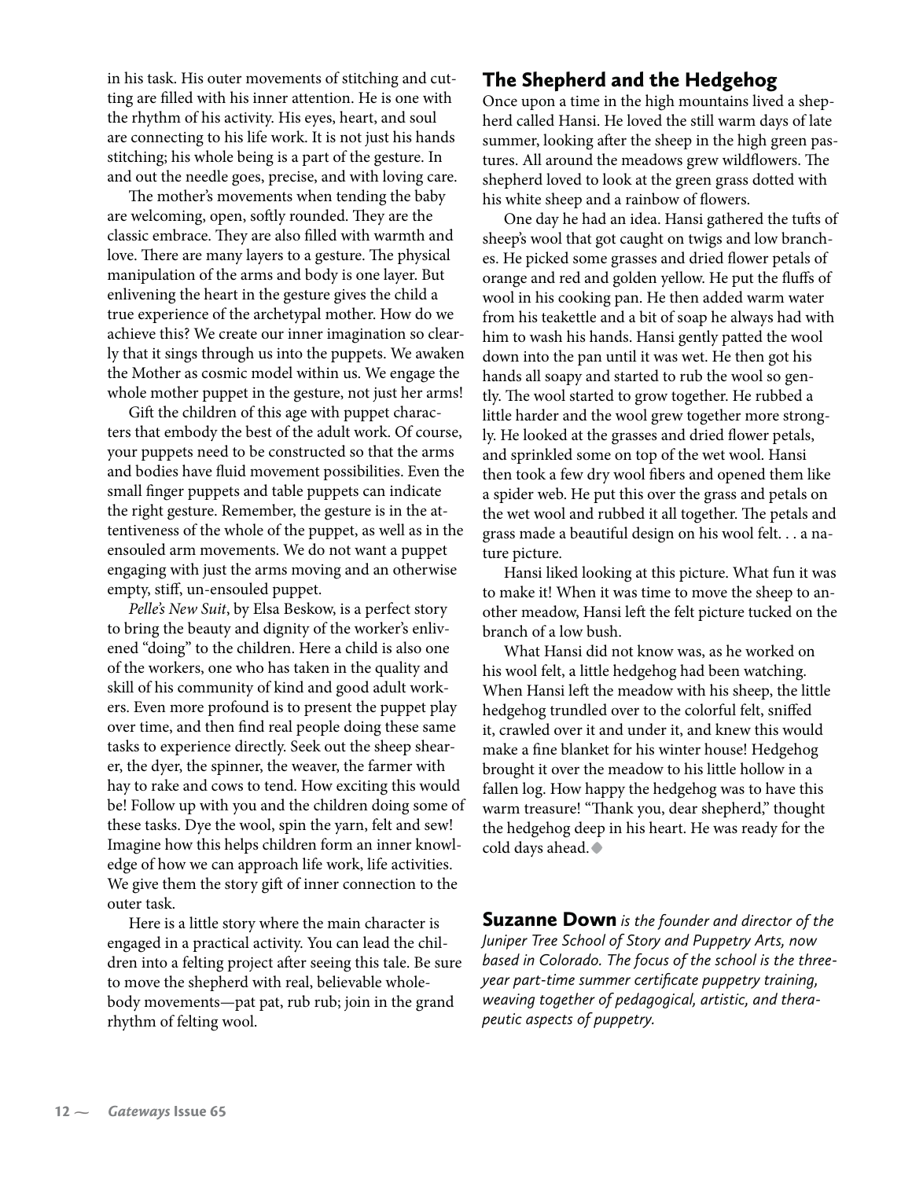in his task. His outer movements of stitching and cutting are filled with his inner attention. He is one with the rhythm of his activity. His eyes, heart, and soul are connecting to his life work. It is not just his hands stitching; his whole being is a part of the gesture. In and out the needle goes, precise, and with loving care.

The mother's movements when tending the baby are welcoming, open, softly rounded. They are the classic embrace. They are also filled with warmth and love. There are many layers to a gesture. The physical manipulation of the arms and body is one layer. But enlivening the heart in the gesture gives the child a true experience of the archetypal mother. How do we achieve this? We create our inner imagination so clearly that it sings through us into the puppets. We awaken the Mother as cosmic model within us. We engage the whole mother puppet in the gesture, not just her arms!

Gift the children of this age with puppet characters that embody the best of the adult work. Of course, your puppets need to be constructed so that the arms and bodies have fluid movement possibilities. Even the small finger puppets and table puppets can indicate the right gesture. Remember, the gesture is in the attentiveness of the whole of the puppet, as well as in the ensouled arm movements. We do not want a puppet engaging with just the arms moving and an otherwise empty, stiff, un-ensouled puppet.

*Pelle's New Suit*, by Elsa Beskow, is a perfect story to bring the beauty and dignity of the worker's enlivened "doing" to the children. Here a child is also one of the workers, one who has taken in the quality and skill of his community of kind and good adult workers. Even more profound is to present the puppet play over time, and then find real people doing these same tasks to experience directly. Seek out the sheep shearer, the dyer, the spinner, the weaver, the farmer with hay to rake and cows to tend. How exciting this would be! Follow up with you and the children doing some of these tasks. Dye the wool, spin the yarn, felt and sew! Imagine how this helps children form an inner knowledge of how we can approach life work, life activities. We give them the story gift of inner connection to the outer task.

Here is a little story where the main character is engaged in a practical activity. You can lead the children into a felting project after seeing this tale. Be sure to move the shepherd with real, believable whole-body movements—pat pat, rub rub; join in the grand rhythm of felting wool.

## The Shepherd and the Hedgehog

Once upon a time in the high mountains lived a shepherd called Hansi. He loved the still warm days of late summer, looking after the sheep in the high green pastures. All around the meadows grew wildflowers. The shepherd loved to look at the green grass dotted with his white sheep and a rainbow of flowers.

One day he had an idea. Hansi gathered the tufts of sheep's wool that got caught on twigs and low branches. He picked some grasses and dried flower petals of orange and red and golden yellow. He put the fluffs of wool in his cooking pan. He then added warm water from his teakettle and a bit of soap he always had with him to wash his hands. Hansi gently patted the wool down into the pan until it was wet. He then got his hands all soapy and started to rub the wool so gently. The wool started to grow together. He rubbed a little harder and the wool grew together more strongly. He looked at the grasses and dried flower petals, and sprinkled some on top of the wet wool. Hansi then took a few dry wool fibers and opened them like a spider web. He put this over the grass and petals on the wet wool and rubbed it all together. The petals and grass made a beautiful design on his wool felt. . . a nature picture.

Hansi liked looking at this picture. What fun it was to make it! When it was time to move the sheep to another meadow, Hansi left the felt picture tucked on the branch of a low bush.

What Hansi did not know was, as he worked on his wool felt, a little hedgehog had been watching. When Hansi left the meadow with his sheep, the little hedgehog trundled over to the colorful felt, sniffed it, crawled over it and under it, and knew this would make a fine blanket for his winter house! Hedgehog brought it over the meadow to his little hollow in a fallen log. How happy the hedgehog was to have this warm treasure! "Thank you, dear shepherd," thought the hedgehog deep in his heart. He was ready for the cold days ahead. ◆

**Suzanne Down** *is the founder and director of the Juniper Tree School of Story and Puppetry Arts, now based in Colorado. The focus of the school is the three-year part-time summer certificate puppetry training, weaving together of pedagogical, artistic, and therapeutic aspects of puppetry.*